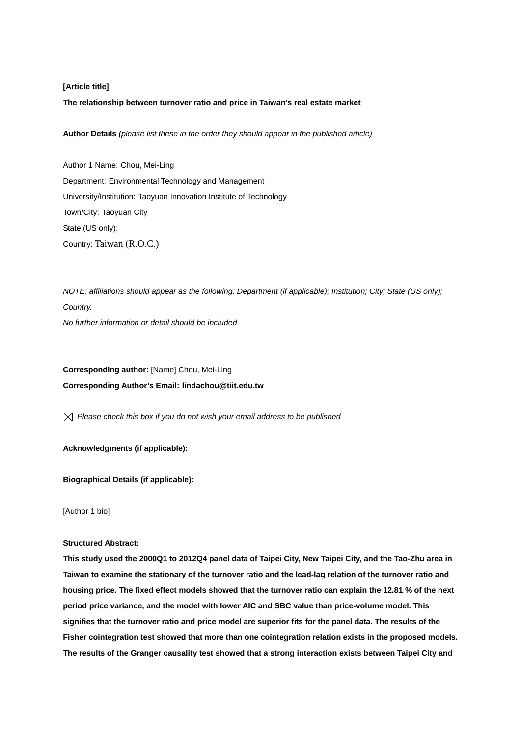**[Article title]**

**The relationship between turnover ratio and price in Taiwan's real estate market**

**Author Details** *(please list these in the order they should appear in the published article)*

Author 1 Name: Chou, Mei-Ling

Department: Environmental Technology and Management

University/Institution: Taoyuan Innovation Institute of Technology

Town/City: Taoyuan City

State (US only):

Country: Taiwan (R.O.C.)

*NOTE: affiliations should appear as the following: Department (if applicable); Institution; City; State (US only); Country.*

*No further information or detail should be included*

**Corresponding author:** [Name] Chou, Mei-Ling

**Corresponding Author's Email: lindachou@tiit.edu.tw**

☒ *Please check this box if you do not wish your email address to be published*

**Acknowledgments (if applicable):**

**Biographical Details (if applicable):**

[Author 1 bio]

**Structured Abstract:**

**This study used the 2000Q1 to 2012Q4 panel data of Taipei City, New Taipei City, and the Tao-Zhu area in Taiwan to examine the stationary of the turnover ratio and the lead-lag relation of the turnover ratio and housing price. The fixed effect models showed that the turnover ratio can explain the 12.81 % of the next period price variance, and the model with lower AIC and SBC value than price-volume model. This signifies that the turnover ratio and price model are superior fits for the panel data. The results of the Fisher cointegration test showed that more than one cointegration relation exists in the proposed models. The results of the Granger causality test showed that a strong interaction exists between Taipei City and**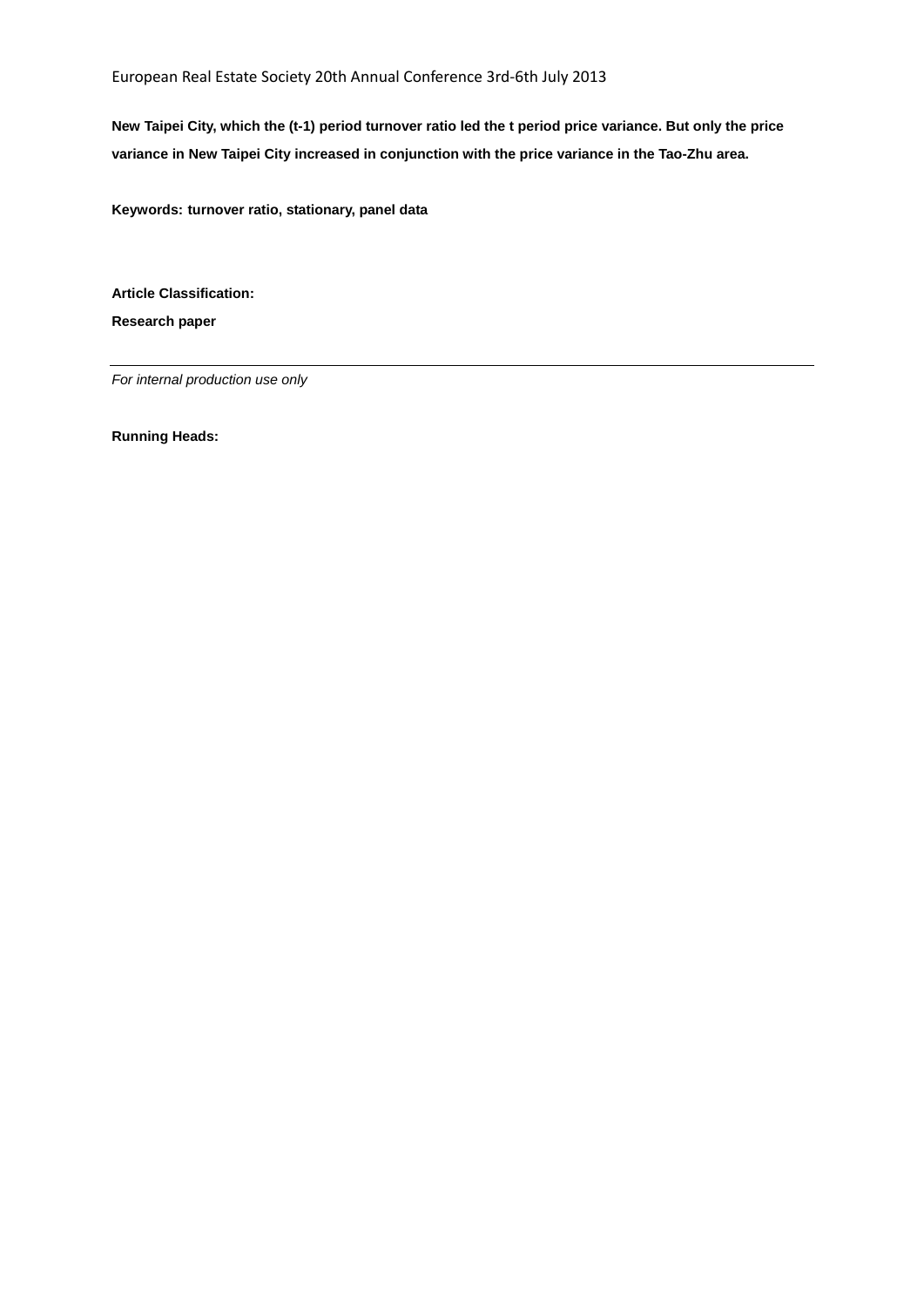**New Taipei City, which the (t-1) period turnover ratio led the t period price variance. But only the price variance in New Taipei City increased in conjunction with the price variance in the Tao-Zhu area.**

**Keywords: turnover ratio, stationary, panel data**

**Article Classification:**

**Research paper**

---

*For internal production use only*

**Running Heads:**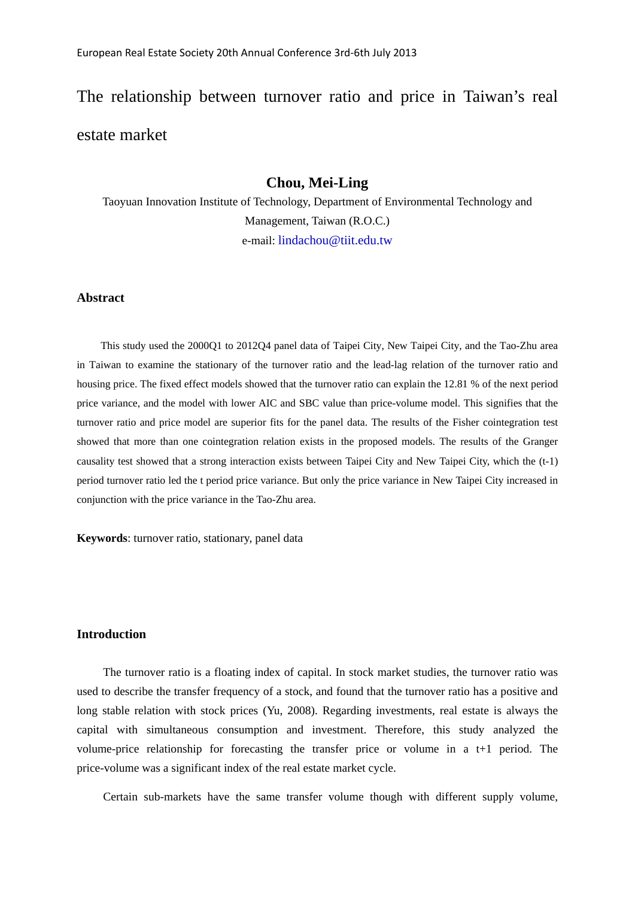# The relationship between turnover ratio and price in Taiwan's real estate market

**Chou, Mei-Ling**

Taoyuan Innovation Institute of Technology, Department of Environmental Technology and Management, Taiwan (R.O.C.)

e-mail: lindachou@tiit.edu.tw

## Abstract

This study used the 2000Q1 to 2012Q4 panel data of Taipei City, New Taipei City, and the Tao-Zhu area in Taiwan to examine the stationary of the turnover ratio and the lead-lag relation of the turnover ratio and housing price. The fixed effect models showed that the turnover ratio can explain the 12.81 % of the next period price variance, and the model with lower AIC and SBC value than price-volume model. This signifies that the turnover ratio and price model are superior fits for the panel data. The results of the Fisher cointegration test showed that more than one cointegration relation exists in the proposed models. The results of the Granger causality test showed that a strong interaction exists between Taipei City and New Taipei City, which the (t-1) period turnover ratio led the t period price variance. But only the price variance in New Taipei City increased in conjunction with the price variance in the Tao-Zhu area.

**Keywords**: turnover ratio, stationary, panel data

## Introduction

The turnover ratio is a floating index of capital. In stock market studies, the turnover ratio was used to describe the transfer frequency of a stock, and found that the turnover ratio has a positive and long stable relation with stock prices (Yu, 2008). Regarding investments, real estate is always the capital with simultaneous consumption and investment. Therefore, this study analyzed the volume-price relationship for forecasting the transfer price or volume in a t+1 period. The price-volume was a significant index of the real estate market cycle.

Certain sub-markets have the same transfer volume though with different supply volume,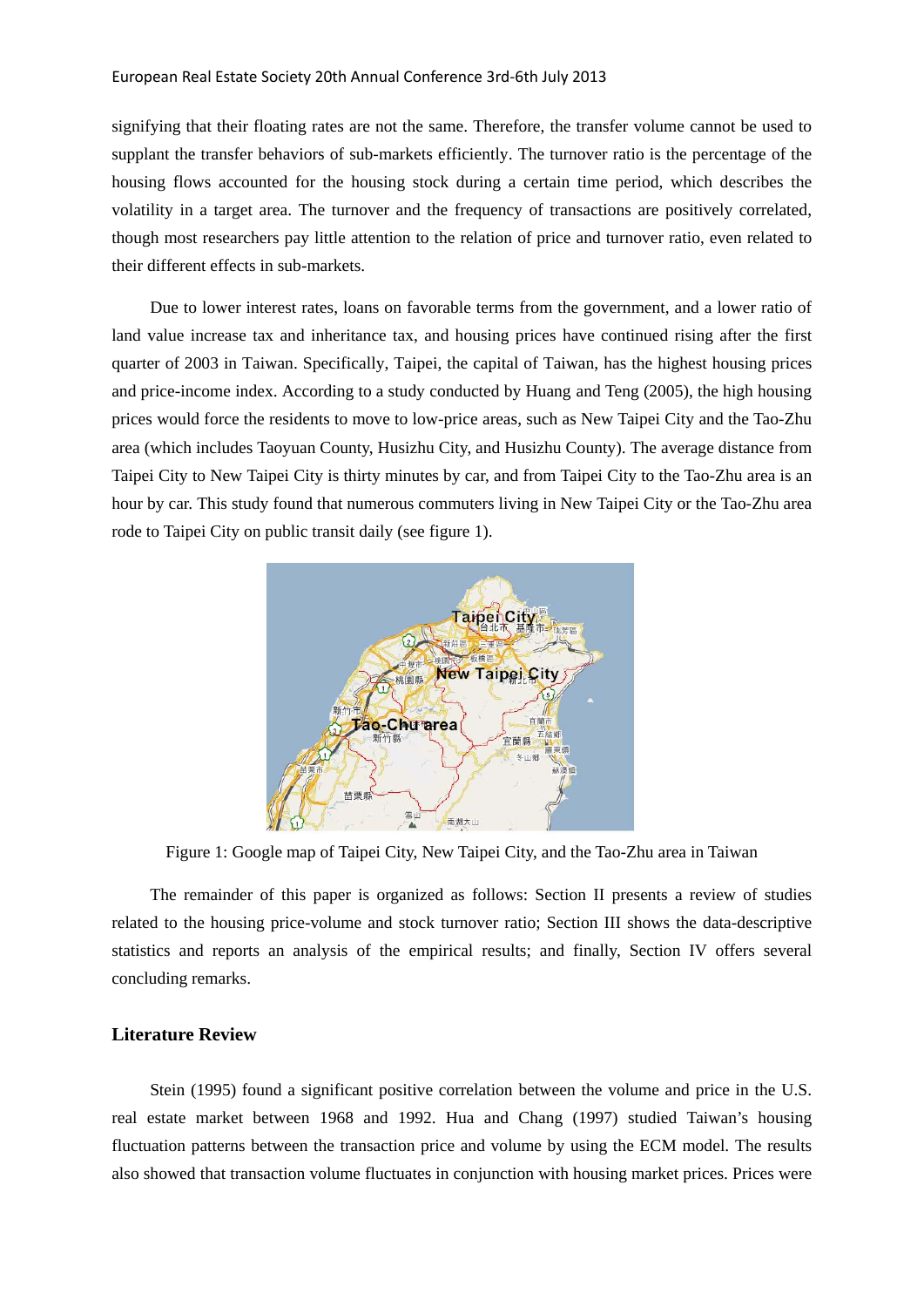signifying that their floating rates are not the same. Therefore, the transfer volume cannot be used to supplant the transfer behaviors of sub-markets efficiently. The turnover ratio is the percentage of the housing flows accounted for the housing stock during a certain time period, which describes the volatility in a target area. The turnover and the frequency of transactions are positively correlated, though most researchers pay little attention to the relation of price and turnover ratio, even related to their different effects in sub-markets.

Due to lower interest rates, loans on favorable terms from the government, and a lower ratio of land value increase tax and inheritance tax, and housing prices have continued rising after the first quarter of 2003 in Taiwan. Specifically, Taipei, the capital of Taiwan, has the highest housing prices and price-income index. According to a study conducted by Huang and Teng (2005), the high housing prices would force the residents to move to low-price areas, such as New Taipei City and the Tao-Zhu area (which includes Taoyuan County, Husizhu City, and Husizhu County). The average distance from Taipei City to New Taipei City is thirty minutes by car, and from Taipei City to the Tao-Zhu area is an hour by car. This study found that numerous commuters living in New Taipei City or the Tao-Zhu area rode to Taipei City on public transit daily (see figure 1).

Figure 1: Google map of Taipei City, New Taipei City, and the Tao-Zhu area in Taiwan

The remainder of this paper is organized as follows: Section II presents a review of studies related to the housing price-volume and stock turnover ratio; Section III shows the data-descriptive statistics and reports an analysis of the empirical results; and finally, Section IV offers several concluding remarks.

## Literature Review

Stein (1995) found a significant positive correlation between the volume and price in the U.S. real estate market between 1968 and 1992. Hua and Chang (1997) studied Taiwan's housing fluctuation patterns between the transaction price and volume by using the ECM model. The results also showed that transaction volume fluctuates in conjunction with housing market prices. Prices were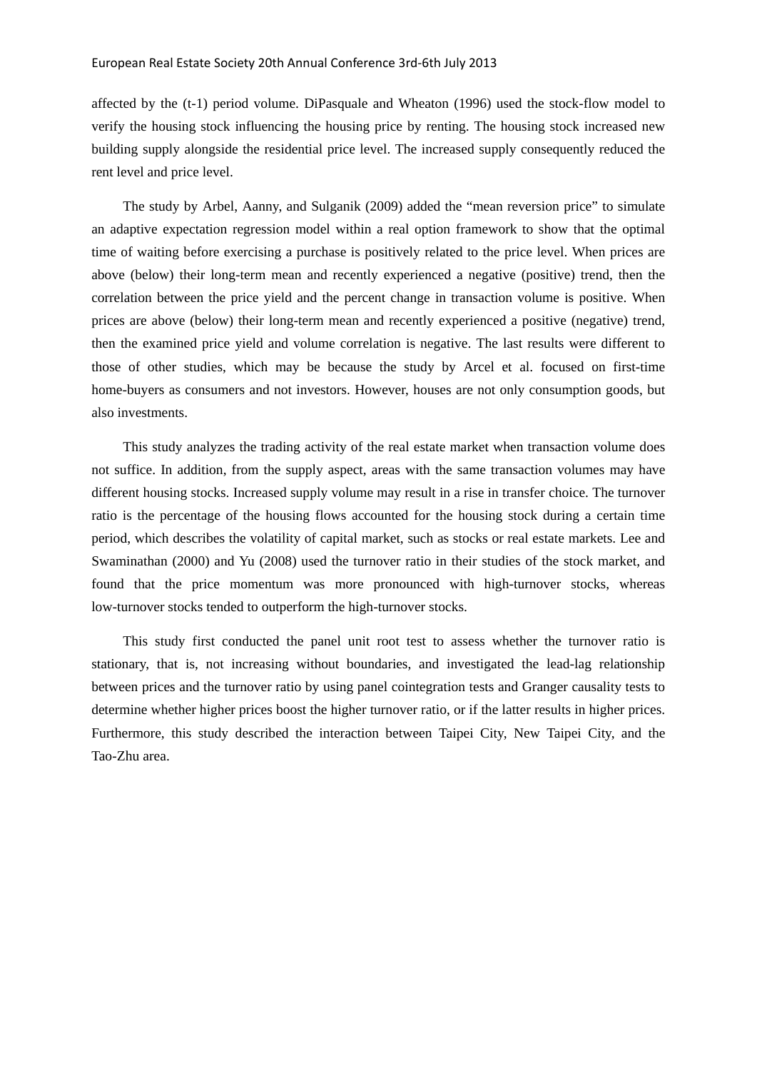affected by the (t-1) period volume. DiPasquale and Wheaton (1996) used the stock-flow model to verify the housing stock influencing the housing price by renting. The housing stock increased new building supply alongside the residential price level. The increased supply consequently reduced the rent level and price level.

The study by Arbel, Aanny, and Sulganik (2009) added the "mean reversion price" to simulate an adaptive expectation regression model within a real option framework to show that the optimal time of waiting before exercising a purchase is positively related to the price level. When prices are above (below) their long-term mean and recently experienced a negative (positive) trend, then the correlation between the price yield and the percent change in transaction volume is positive. When prices are above (below) their long-term mean and recently experienced a positive (negative) trend, then the examined price yield and volume correlation is negative. The last results were different to those of other studies, which may be because the study by Arcel et al. focused on first-time home-buyers as consumers and not investors. However, houses are not only consumption goods, but also investments.

This study analyzes the trading activity of the real estate market when transaction volume does not suffice. In addition, from the supply aspect, areas with the same transaction volumes may have different housing stocks. Increased supply volume may result in a rise in transfer choice. The turnover ratio is the percentage of the housing flows accounted for the housing stock during a certain time period, which describes the volatility of capital market, such as stocks or real estate markets. Lee and Swaminathan (2000) and Yu (2008) used the turnover ratio in their studies of the stock market, and found that the price momentum was more pronounced with high-turnover stocks, whereas low-turnover stocks tended to outperform the high-turnover stocks.

This study first conducted the panel unit root test to assess whether the turnover ratio is stationary, that is, not increasing without boundaries, and investigated the lead-lag relationship between prices and the turnover ratio by using panel cointegration tests and Granger causality tests to determine whether higher prices boost the higher turnover ratio, or if the latter results in higher prices. Furthermore, this study described the interaction between Taipei City, New Taipei City, and the Tao-Zhu area.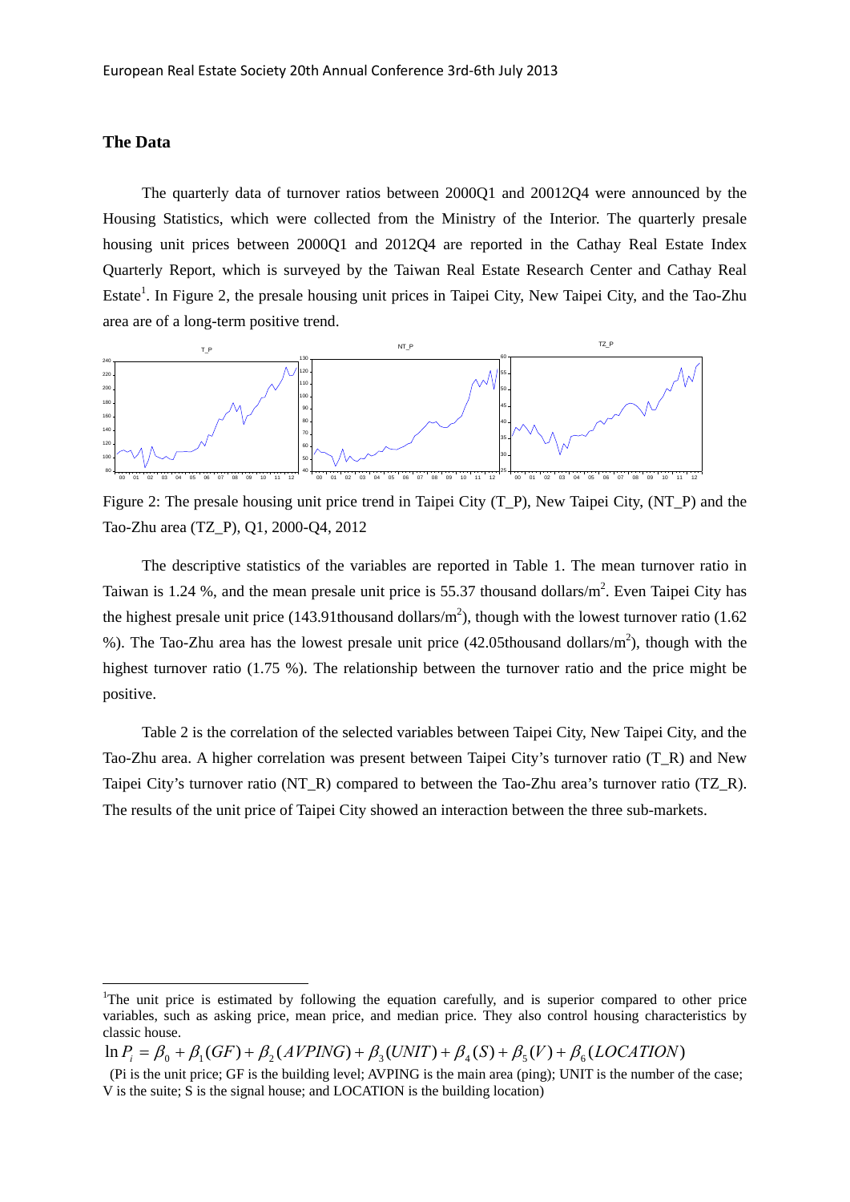## The Data

The quarterly data of turnover ratios between 2000Q1 and 20012Q4 were announced by the Housing Statistics, which were collected from the Ministry of the Interior. The quarterly presale housing unit prices between 2000Q1 and 2012Q4 are reported in the Cathay Real Estate Index Quarterly Report, which is surveyed by the Taiwan Real Estate Research Center and Cathay Real Estate[1]. In Figure 2, the presale housing unit prices in Taipei City, New Taipei City, and the Tao-Zhu area are of a long-term positive trend.

Figure 2: The presale housing unit price trend in Taipei City (T_P), New Taipei City, (NT_P) and the Tao-Zhu area (TZ_P), Q1, 2000-Q4, 2012

The descriptive statistics of the variables are reported in Table 1. The mean turnover ratio in Taiwan is 1.24 %, and the mean presale unit price is 55.37 thousand dollars/m$^2$. Even Taipei City has the highest presale unit price (143.91thousand dollars/m$^2$), though with the lowest turnover ratio (1.62 %). The Tao-Zhu area has the lowest presale unit price (42.05thousand dollars/m$^2$), though with the highest turnover ratio (1.75 %). The relationship between the turnover ratio and the price might be positive.

Table 2 is the correlation of the selected variables between Taipei City, New Taipei City, and the Tao-Zhu area. A higher correlation was present between Taipei City's turnover ratio (T_R) and New Taipei City's turnover ratio (NT_R) compared to between the Tao-Zhu area's turnover ratio (TZ_R). The results of the unit price of Taipei City showed an interaction between the three sub-markets.

---

[1]The unit price is estimated by following the equation carefully, and is superior compared to other price variables, such as asking price, mean price, and median price. They also control housing characteristics by classic house.

$$\ln P_i = \beta_0 + \beta_1(GF) + \beta_2(AVPING) + \beta_3(UNIT) + \beta_4(S) + \beta_5(V) + \beta_6(LOCATION)$$

(Pi is the unit price; GF is the building level; AVPING is the main area (ping); UNIT is the number of the case; V is the suite; S is the signal house; and LOCATION is the building location)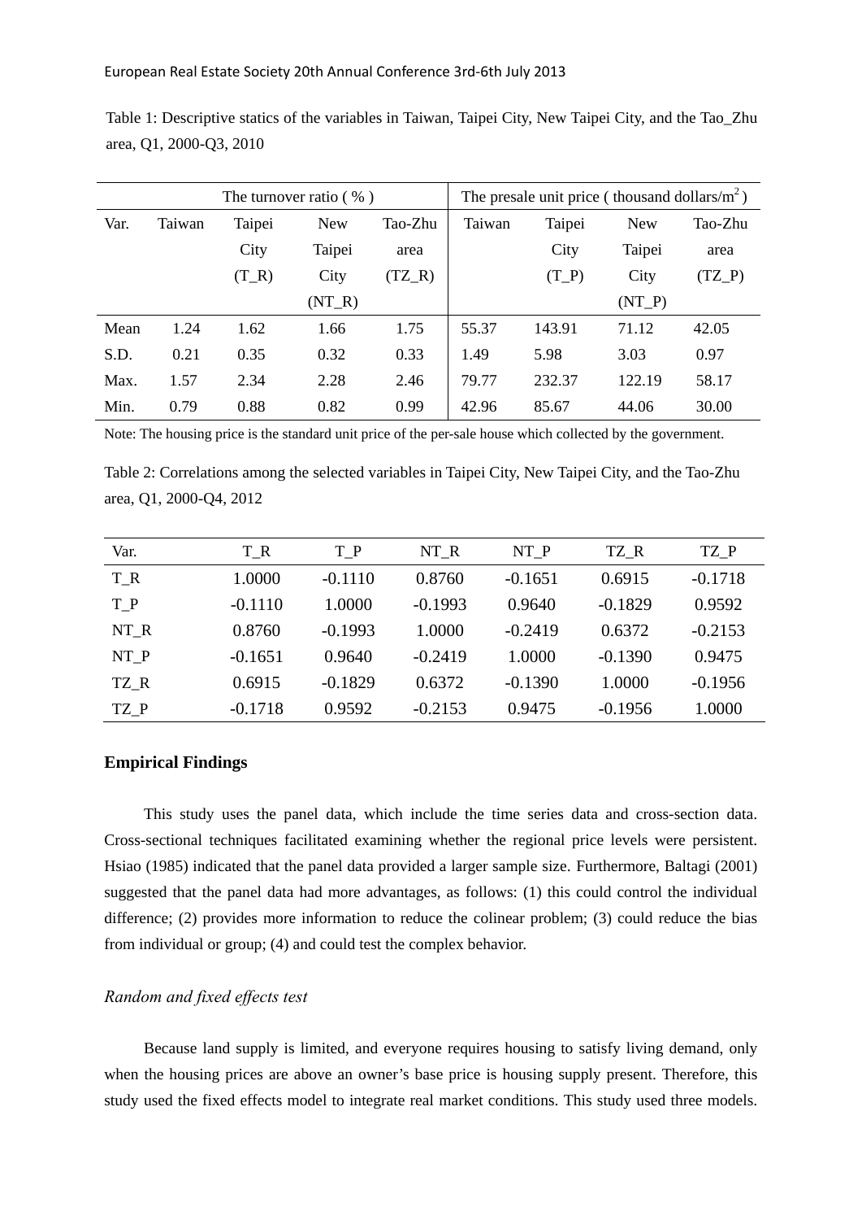Table 1: Descriptive statics of the variables in Taiwan, Taipei City, New Taipei City, and the Tao_Zhu area, Q1, 2000-Q3, 2010

| | The turnover ratio ( % ) | | | | The presale unit price ( thousand dollars/m$^2$ ) | | | |
|---|---|---|---|---|---|---|---|---|
| Var. | Taiwan | Taipei City (T_R) | New Taipei City (NT_R) | Tao-Zhu area (TZ_R) | Taiwan | Taipei City (T_P) | New Taipei City (NT_P) | Tao-Zhu area (TZ_P) |
| Mean | 1.24 | 1.62 | 1.66 | 1.75 | 55.37 | 143.91 | 71.12 | 42.05 |
| S.D. | 0.21 | 0.35 | 0.32 | 0.33 | 1.49 | 5.98 | 3.03 | 0.97 |
| Max. | 1.57 | 2.34 | 2.28 | 2.46 | 79.77 | 232.37 | 122.19 | 58.17 |
| Min. | 0.79 | 0.88 | 0.82 | 0.99 | 42.96 | 85.67 | 44.06 | 30.00 |

Note: The housing price is the standard unit price of the per-sale house which collected by the government.

Table 2: Correlations among the selected variables in Taipei City, New Taipei City, and the Tao-Zhu area, Q1, 2000-Q4, 2012

| Var. | T_R | T_P | NT_R | NT_P | TZ_R | TZ_P |
|---|---|---|---|---|---|---|
| T_R | 1.0000 | -0.1110 | 0.8760 | -0.1651 | 0.6915 | -0.1718 |
| T_P | -0.1110 | 1.0000 | -0.1993 | 0.9640 | -0.1829 | 0.9592 |
| NT_R | 0.8760 | -0.1993 | 1.0000 | -0.2419 | 0.6372 | -0.2153 |
| NT_P | -0.1651 | 0.9640 | -0.2419 | 1.0000 | -0.1390 | 0.9475 |
| TZ_R | 0.6915 | -0.1829 | 0.6372 | -0.1390 | 1.0000 | -0.1956 |
| TZ_P | -0.1718 | 0.9592 | -0.2153 | 0.9475 | -0.1956 | 1.0000 |

## Empirical Findings

This study uses the panel data, which include the time series data and cross-section data. Cross-sectional techniques facilitated examining whether the regional price levels were persistent. Hsiao (1985) indicated that the panel data provided a larger sample size. Furthermore, Baltagi (2001) suggested that the panel data had more advantages, as follows: (1) this could control the individual difference; (2) provides more information to reduce the colinear problem; (3) could reduce the bias from individual or group; (4) and could test the complex behavior.

### *Random and fixed effects test*

Because land supply is limited, and everyone requires housing to satisfy living demand, only when the housing prices are above an owner's base price is housing supply present. Therefore, this study used the fixed effects model to integrate real market conditions. This study used three models.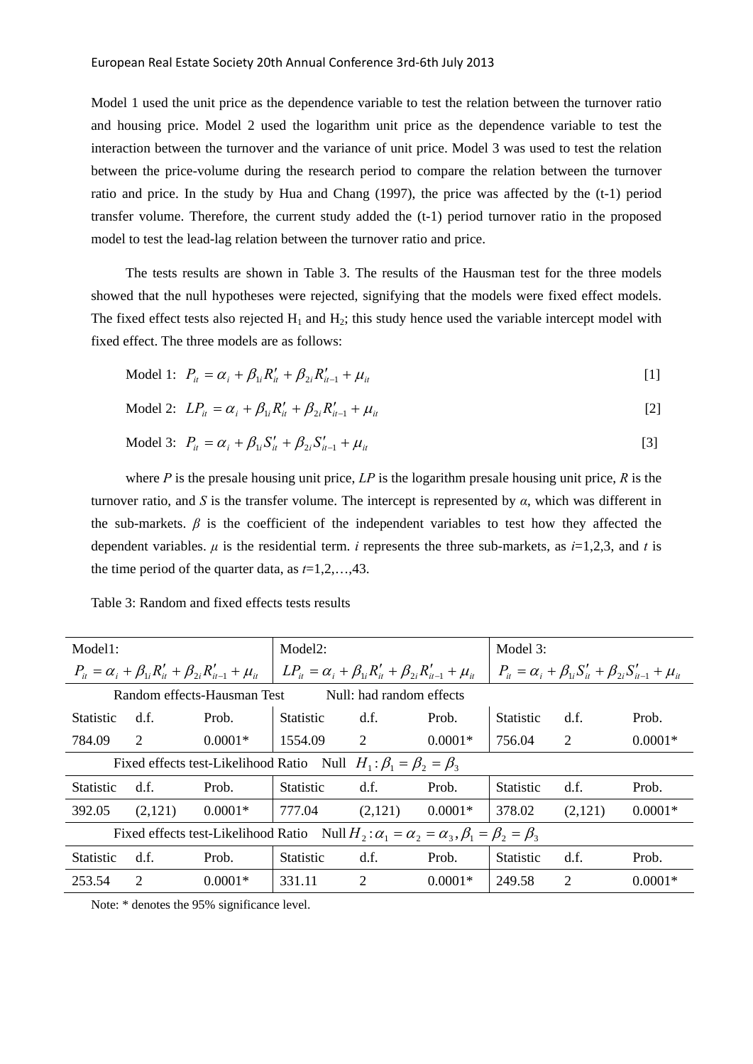Model 1 used the unit price as the dependence variable to test the relation between the turnover ratio and housing price. Model 2 used the logarithm unit price as the dependence variable to test the interaction between the turnover and the variance of unit price. Model 3 was used to test the relation between the price-volume during the research period to compare the relation between the turnover ratio and price. In the study by Hua and Chang (1997), the price was affected by the (t-1) period transfer volume. Therefore, the current study added the (t-1) period turnover ratio in the proposed model to test the lead-lag relation between the turnover ratio and price.

The tests results are shown in Table 3. The results of the Hausman test for the three models showed that the null hypotheses were rejected, signifying that the models were fixed effect models. The fixed effect tests also rejected $H_1$ and $H_2$; this study hence used the variable intercept model with fixed effect. The three models are as follows:

$$\text{Model 1:} \quad P_{it} = \alpha_i + \beta_{1i} R'_{it} + \beta_{2i} R'_{it-1} + \mu_{it} \tag{1}$$

$$\text{Model 2:} \quad LP_{it} = \alpha_i + \beta_{1i} R'_{it} + \beta_{2i} R'_{it-1} + \mu_{it} \tag{2}$$

$$\text{Model 3:} \quad P_{it} = \alpha_i + \beta_{1i} S'_{it} + \beta_{2i} S'_{it-1} + \mu_{it} \tag{3}$$

where $P$ is the presale housing unit price, $LP$ is the logarithm presale housing unit price, $R$ is the turnover ratio, and $S$ is the transfer volume. The intercept is represented by $\alpha$, which was different in the sub-markets. $\beta$ is the coefficient of the independent variables to test how they affected the dependent variables. $\mu$ is the residential term. $i$ represents the three sub-markets, as $i$=1,2,3, and $t$ is the time period of the quarter data, as $t$=1,2,…,43.

Table 3: Random and fixed effects tests results

| Model1: $P_{it} = \alpha_i + \beta_{1i} R'_{it} + \beta_{2i} R'_{it-1} + \mu_{it}$ | | | Model2: $LP_{it} = \alpha_i + \beta_{1i} R'_{it} + \beta_{2i} R'_{it-1} + \mu_{it}$ | | | Model 3: $P_{it} = \alpha_i + \beta_{1i} S'_{it} + \beta_{2i} S'_{it-1} + \mu_{it}$ | | |
|---|---|---|---|---|---|---|---|---|
| Random effects-Hausman Test Null: had random effects | | | | | | | | |
| Statistic | d.f. | Prob. | Statistic | d.f. | Prob. | Statistic | d.f. | Prob. |
| 784.09 | 2 | 0.0001* | 1554.09 | 2 | 0.0001* | 756.04 | 2 | 0.0001* |
| Fixed effects test-Likelihood Ratio Null $H_1: \beta_1 = \beta_2 = \beta_3$ | | | | | | | | |
| Statistic | d.f. | Prob. | Statistic | d.f. | Prob. | Statistic | d.f. | Prob. |
| 392.05 | (2,121) | 0.0001* | 777.04 | (2,121) | 0.0001* | 378.02 | (2,121) | 0.0001* |
| Fixed effects test-Likelihood Ratio Null $H_2: \alpha_1 = \alpha_2 = \alpha_3, \beta_1 = \beta_2 = \beta_3$ | | | | | | | | |
| Statistic | d.f. | Prob. | Statistic | d.f. | Prob. | Statistic | d.f. | Prob. |
| 253.54 | 2 | 0.0001* | 331.11 | 2 | 0.0001* | 249.58 | 2 | 0.0001* |

Note: * denotes the 95% significance level.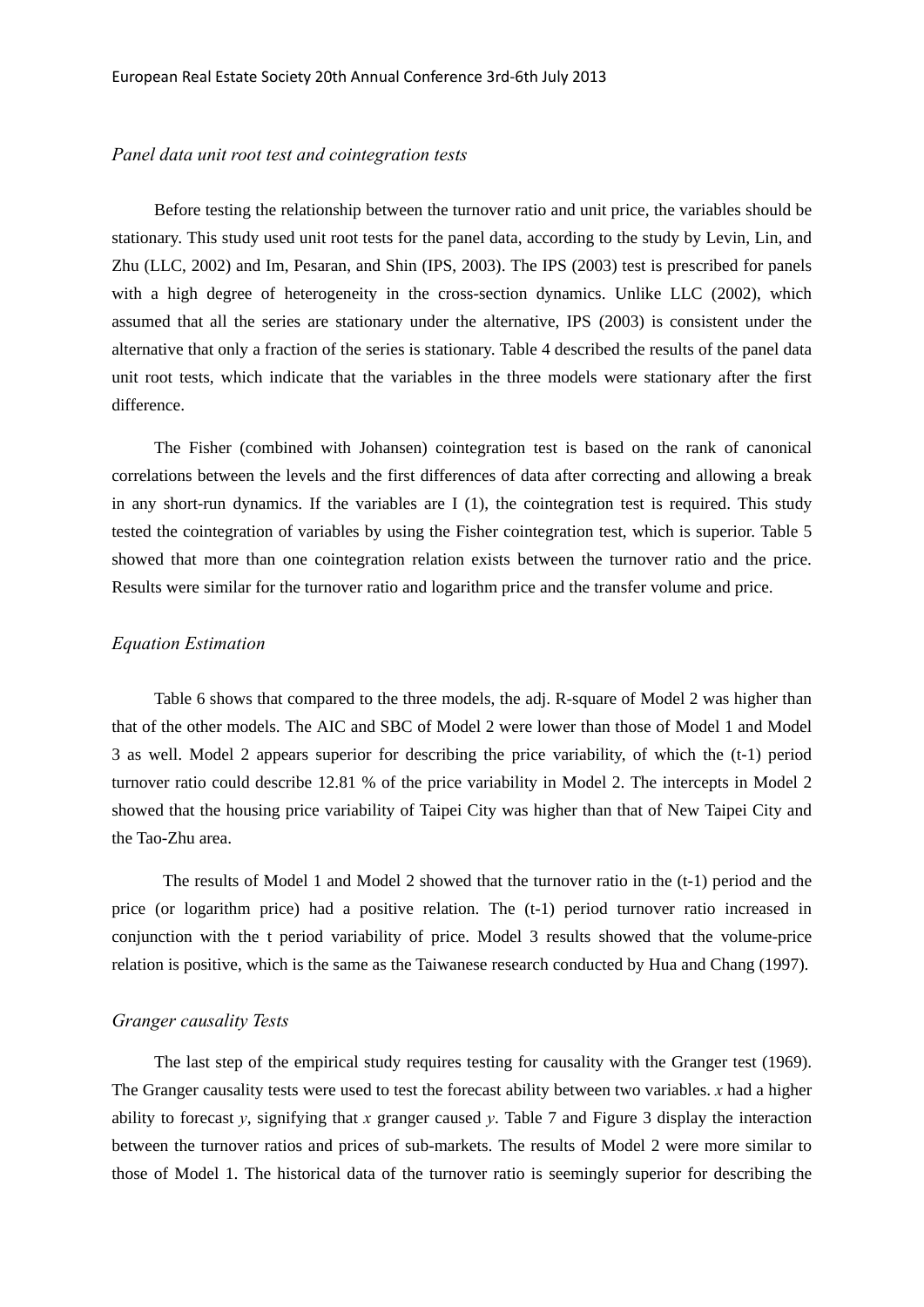*Panel data unit root test and cointegration tests*

Before testing the relationship between the turnover ratio and unit price, the variables should be stationary. This study used unit root tests for the panel data, according to the study by Levin, Lin, and Zhu (LLC, 2002) and Im, Pesaran, and Shin (IPS, 2003). The IPS (2003) test is prescribed for panels with a high degree of heterogeneity in the cross-section dynamics. Unlike LLC (2002), which assumed that all the series are stationary under the alternative, IPS (2003) is consistent under the alternative that only a fraction of the series is stationary. Table 4 described the results of the panel data unit root tests, which indicate that the variables in the three models were stationary after the first difference.

The Fisher (combined with Johansen) cointegration test is based on the rank of canonical correlations between the levels and the first differences of data after correcting and allowing a break in any short-run dynamics. If the variables are I (1), the cointegration test is required. This study tested the cointegration of variables by using the Fisher cointegration test, which is superior. Table 5 showed that more than one cointegration relation exists between the turnover ratio and the price. Results were similar for the turnover ratio and logarithm price and the transfer volume and price.

*Equation Estimation*

Table 6 shows that compared to the three models, the adj. R-square of Model 2 was higher than that of the other models. The AIC and SBC of Model 2 were lower than those of Model 1 and Model 3 as well. Model 2 appears superior for describing the price variability, of which the (t-1) period turnover ratio could describe 12.81 % of the price variability in Model 2. The intercepts in Model 2 showed that the housing price variability of Taipei City was higher than that of New Taipei City and the Tao-Zhu area.

The results of Model 1 and Model 2 showed that the turnover ratio in the (t-1) period and the price (or logarithm price) had a positive relation. The (t-1) period turnover ratio increased in conjunction with the t period variability of price. Model 3 results showed that the volume-price relation is positive, which is the same as the Taiwanese research conducted by Hua and Chang (1997).

*Granger causality Tests*

The last step of the empirical study requires testing for causality with the Granger test (1969). The Granger causality tests were used to test the forecast ability between two variables. $x$ had a higher ability to forecast $y$, signifying that $x$ granger caused $y$. Table 7 and Figure 3 display the interaction between the turnover ratios and prices of sub-markets. The results of Model 2 were more similar to those of Model 1. The historical data of the turnover ratio is seemingly superior for describing the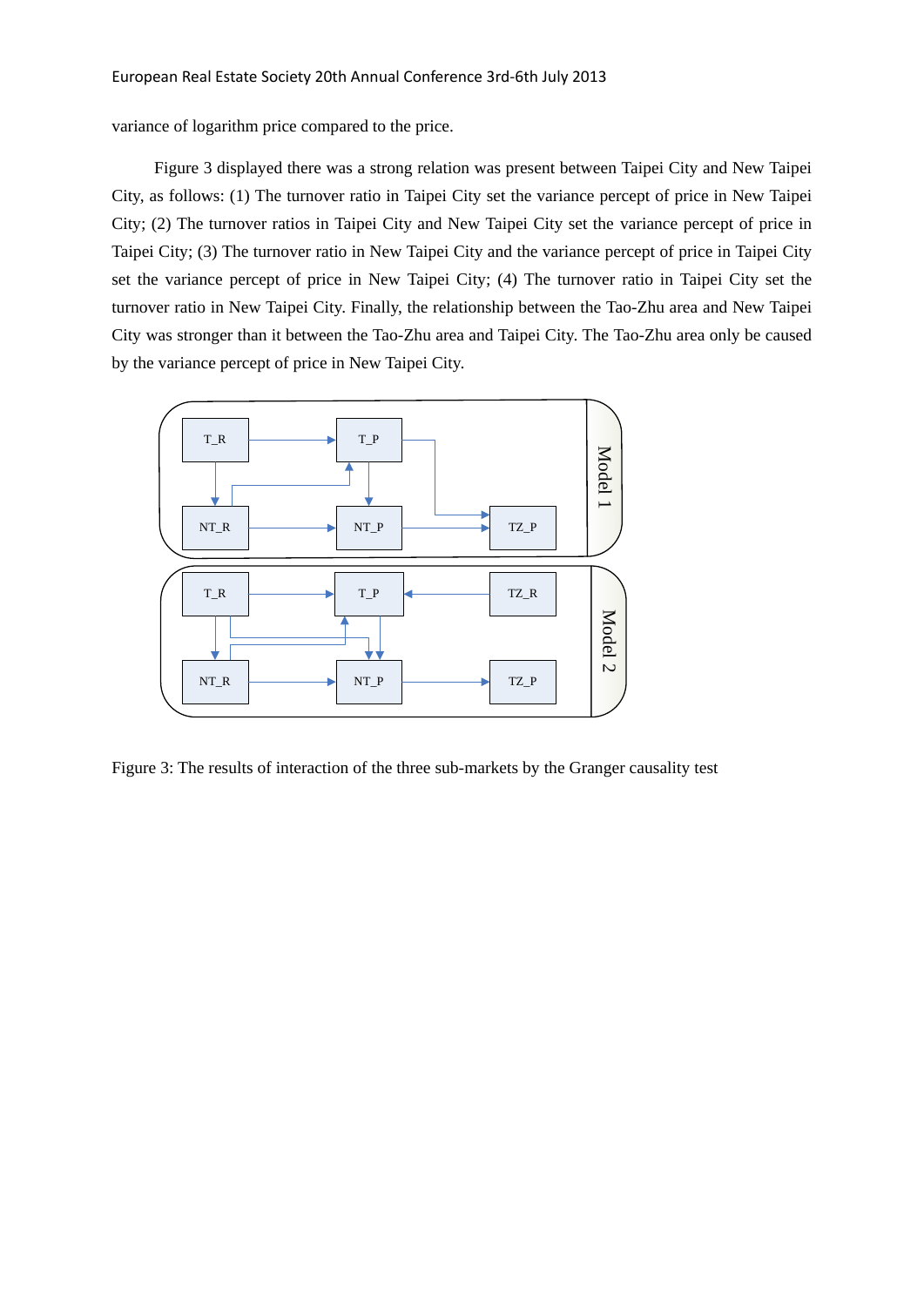variance of logarithm price compared to the price.

Figure 3 displayed there was a strong relation was present between Taipei City and New Taipei City, as follows: (1) The turnover ratio in Taipei City set the variance percept of price in New Taipei City; (2) The turnover ratios in Taipei City and New Taipei City set the variance percept of price in Taipei City; (3) The turnover ratio in New Taipei City and the variance percept of price in Taipei City set the variance percept of price in New Taipei City; (4) The turnover ratio in Taipei City set the turnover ratio in New Taipei City. Finally, the relationship between the Tao-Zhu area and New Taipei City was stronger than it between the Tao-Zhu area and Taipei City. The Tao-Zhu area only be caused by the variance percept of price in New Taipei City.

Figure 3: The results of interaction of the three sub-markets by the Granger causality test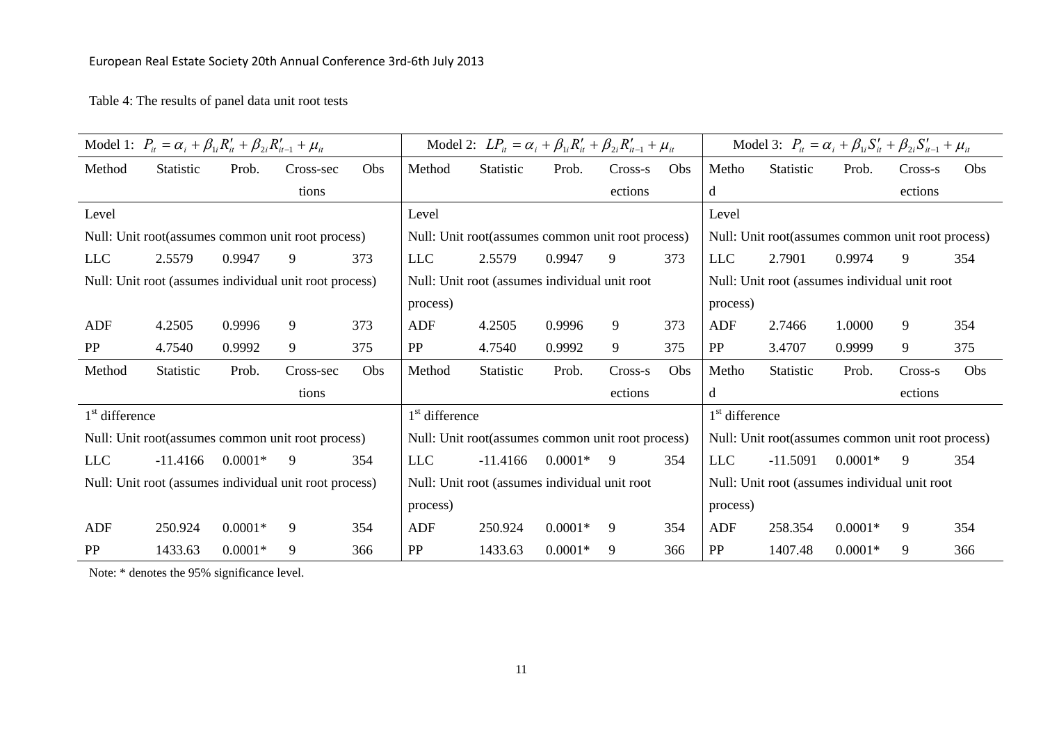Table 4: The results of panel data unit root tests

| Model 1: $P_{it} = \alpha_i + \beta_{1i} R'_{it} + \beta_{2i} R'_{it-1} + \mu_{it}$ | | | | | Model 2: $LP_{it} = \alpha_i + \beta_{1i} R'_{it} + \beta_{2i} R'_{it-1} + \mu_{it}$ | | | | | Model 3: $P_{it} = \alpha_i + \beta_{1i} S'_{it} + \beta_{2i} S'_{it-1} + \mu_{it}$ | | | | |
|---|---|---|---|---|---|---|---|---|---|---|---|---|---|---|
| Method | Statistic | Prob. | Cross-sections | Obs | Method | Statistic | Prob. | Cross-sections | Obs | Method | Statistic | Prob. | Cross-sections | Obs |
| Level | | | | | Level | | | | | Level | | | | |
| Null: Unit root(assumes common unit root process) | | | | | Null: Unit root(assumes common unit root process) | | | | | Null: Unit root(assumes common unit root process) | | | | |
| LLC | 2.5579 | 0.9947 | 9 | 373 | LLC | 2.5579 | 0.9947 | 9 | 373 | LLC | 2.7901 | 0.9974 | 9 | 354 |
| Null: Unit root (assumes individual unit root process) | | | | | Null: Unit root (assumes individual unit root process) | | | | | Null: Unit root (assumes individual unit root process) | | | | |
| ADF | 4.2505 | 0.9996 | 9 | 373 | ADF | 4.2505 | 0.9996 | 9 | 373 | ADF | 2.7466 | 1.0000 | 9 | 354 |
| PP | 4.7540 | 0.9992 | 9 | 375 | PP | 4.7540 | 0.9992 | 9 | 375 | PP | 3.4707 | 0.9999 | 9 | 375 |
| Method | Statistic | Prob. | Cross-sections | Obs | Method | Statistic | Prob. | Cross-sections | Obs | Method | Statistic | Prob. | Cross-sections | Obs |
| 1st difference | | | | | 1st difference | | | | | 1st difference | | | | |
| Null: Unit root(assumes common unit root process) | | | | | Null: Unit root(assumes common unit root process) | | | | | Null: Unit root(assumes common unit root process) | | | | |
| LLC | -11.4166 | 0.0001* | 9 | 354 | LLC | -11.4166 | 0.0001* | 9 | 354 | LLC | -11.5091 | 0.0001* | 9 | 354 |
| Null: Unit root (assumes individual unit root process) | | | | | Null: Unit root (assumes individual unit root process) | | | | | Null: Unit root (assumes individual unit root process) | | | | |
| ADF | 250.924 | 0.0001* | 9 | 354 | ADF | 250.924 | 0.0001* | 9 | 354 | ADF | 258.354 | 0.0001* | 9 | 354 |
| PP | 1433.63 | 0.0001* | 9 | 366 | PP | 1433.63 | 0.0001* | 9 | 366 | PP | 1407.48 | 0.0001* | 9 | 366 |

Note: * denotes the 95% significance level.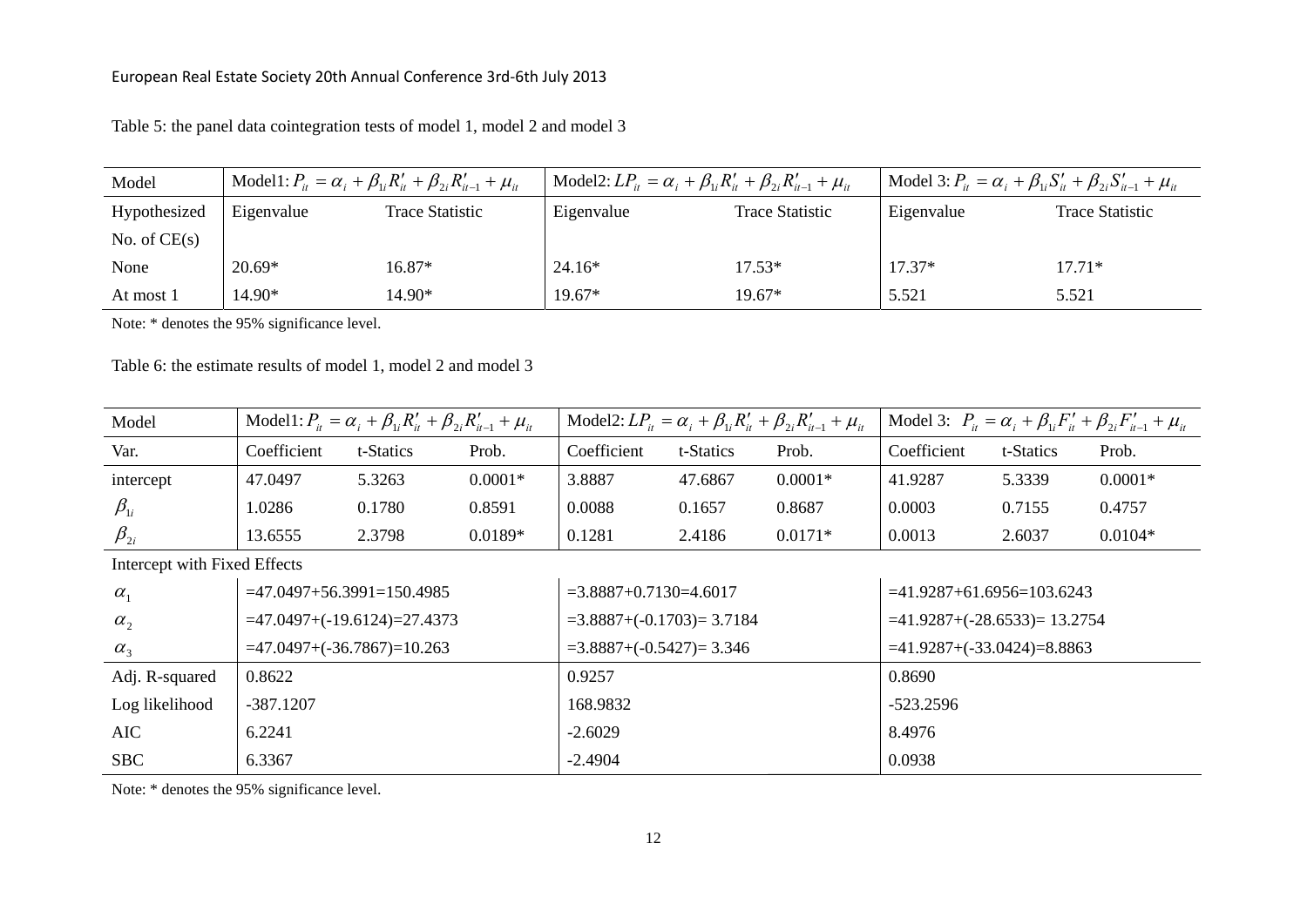Table 5: the panel data cointegration tests of model 1, model 2 and model 3

| Model | Model1: $P_{it} = \alpha_i + \beta_{1i}R'_{it} + \beta_{2i}R'_{it-1} + \mu_{it}$ | | Model2: $LP_{it} = \alpha_i + \beta_{1i}R'_{it} + \beta_{2i}R'_{it-1} + \mu_{it}$ | | Model 3: $P_{it} = \alpha_i + \beta_{1i}S'_{it} + \beta_{2i}S'_{it-1} + \mu_{it}$ | |
|---|---|---|---|---|---|---|
| Hypothesized No. of CE(s) | Eigenvalue | Trace Statistic | Eigenvalue | Trace Statistic | Eigenvalue | Trace Statistic |
| None | 20.69* | 16.87* | 24.16* | 17.53* | 17.37* | 17.71* |
| At most 1 | 14.90* | 14.90* | 19.67* | 19.67* | 5.521 | 5.521 |

Note: * denotes the 95% significance level.

Table 6: the estimate results of model 1, model 2 and model 3

| Model | Model1: $P_{it} = \alpha_i + \beta_{1i}R'_{it} + \beta_{2i}R'_{it-1} + \mu_{it}$ | | | Model2: $LP_{it} = \alpha_i + \beta_{1i}R'_{it} + \beta_{2i}R'_{it-1} + \mu_{it}$ | | | Model 3: $P_{it} = \alpha_i + \beta_{1i}F'_{it} + \beta_{2i}F'_{it-1} + \mu_{it}$ | | |
|---|---|---|---|---|---|---|---|---|---|
| Var. | Coefficient | t-Statics | Prob. | Coefficient | t-Statics | Prob. | Coefficient | t-Statics | Prob. |
| intercept | 47.0497 | 5.3263 | 0.0001* | 3.8887 | 47.6867 | 0.0001* | 41.9287 | 5.3339 | 0.0001* |
| $\beta_{1i}$ | 1.0286 | 0.1780 | 0.8591 | 0.0088 | 0.1657 | 0.8687 | 0.0003 | 0.7155 | 0.4757 |
| $\beta_{2i}$ | 13.6555 | 2.3798 | 0.0189* | 0.1281 | 2.4186 | 0.0171* | 0.0013 | 2.6037 | 0.0104* |
| Intercept with Fixed Effects | | | | | | | | | |
| $\alpha_1$ | =47.0497+56.3991=150.4985 | | | =3.8887+0.7130=4.6017 | | | =41.9287+61.6956=103.6243 | | |
| $\alpha_2$ | =47.0497+(-19.6124)=27.4373 | | | =3.8887+(-0.1703)= 3.7184 | | | =41.9287+(-28.6533)= 13.2754 | | |
| $\alpha_3$ | =47.0497+(-36.7867)=10.263 | | | =3.8887+(-0.5427)= 3.346 | | | =41.9287+(-33.0424)=8.8863 | | |
| Adj. R-squared | 0.8622 | | | 0.9257 | | | 0.8690 | | |
| Log likelihood | -387.1207 | | | 168.9832 | | | -523.2596 | | |
| AIC | 6.2241 | | | -2.6029 | | | 8.4976 | | |
| SBC | 6.3367 | | | -2.4904 | | | 0.0938 | | |

Note: * denotes the 95% significance level.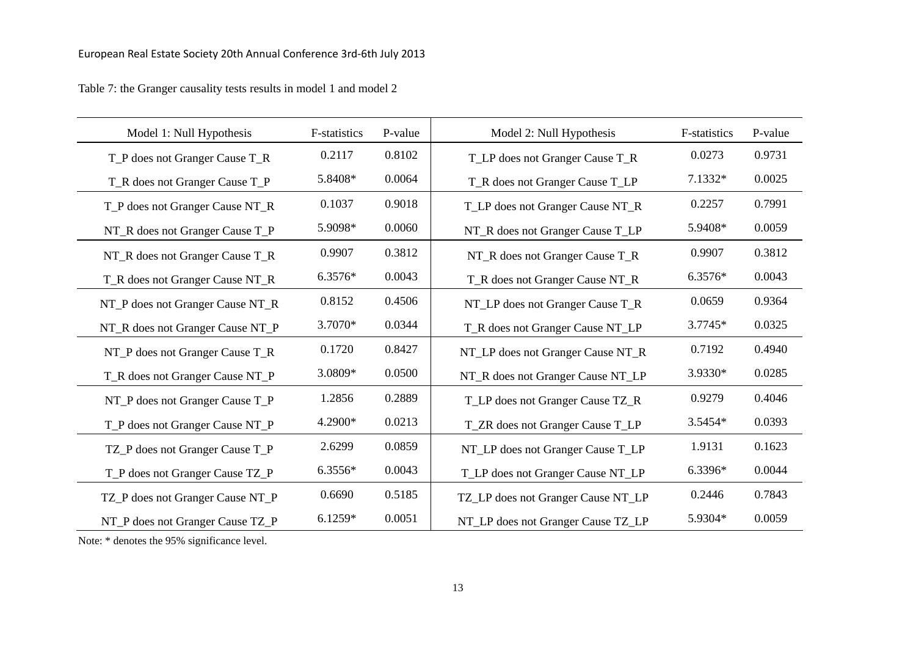Table 7: the Granger causality tests results in model 1 and model 2

| Model 1: Null Hypothesis | F-statistics | P-value | Model 2: Null Hypothesis | F-statistics | P-value |
|---|---|---|---|---|---|
| T_P does not Granger Cause T_R | 0.2117 | 0.8102 | T_LP does not Granger Cause T_R | 0.0273 | 0.9731 |
| T_R does not Granger Cause T_P | 5.8408* | 0.0064 | T_R does not Granger Cause T_LP | 7.1332* | 0.0025 |
| T_P does not Granger Cause NT_R | 0.1037 | 0.9018 | T_LP does not Granger Cause NT_R | 0.2257 | 0.7991 |
| NT_R does not Granger Cause T_P | 5.9098* | 0.0060 | NT_R does not Granger Cause T_LP | 5.9408* | 0.0059 |
| NT_R does not Granger Cause T_R | 0.9907 | 0.3812 | NT_R does not Granger Cause T_R | 0.9907 | 0.3812 |
| T_R does not Granger Cause NT_R | 6.3576* | 0.0043 | T_R does not Granger Cause NT_R | 6.3576* | 0.0043 |
| NT_P does not Granger Cause NT_R | 0.8152 | 0.4506 | NT_LP does not Granger Cause T_R | 0.0659 | 0.9364 |
| NT_R does not Granger Cause NT_P | 3.7070* | 0.0344 | T_R does not Granger Cause NT_LP | 3.7745* | 0.0325 |
| NT_P does not Granger Cause T_R | 0.1720 | 0.8427 | NT_LP does not Granger Cause NT_R | 0.7192 | 0.4940 |
| T_R does not Granger Cause NT_P | 3.0809* | 0.0500 | NT_R does not Granger Cause NT_LP | 3.9330* | 0.0285 |
| NT_P does not Granger Cause T_P | 1.2856 | 0.2889 | T_LP does not Granger Cause TZ_R | 0.9279 | 0.4046 |
| T_P does not Granger Cause NT_P | 4.2900* | 0.0213 | T_ZR does not Granger Cause T_LP | 3.5454* | 0.0393 |
| TZ_P does not Granger Cause T_P | 2.6299 | 0.0859 | NT_LP does not Granger Cause T_LP | 1.9131 | 0.1623 |
| T_P does not Granger Cause TZ_P | 6.3556* | 0.0043 | T_LP does not Granger Cause NT_LP | 6.3396* | 0.0044 |
| TZ_P does not Granger Cause NT_P | 0.6690 | 0.5185 | TZ_LP does not Granger Cause NT_LP | 0.2446 | 0.7843 |
| NT_P does not Granger Cause TZ_P | 6.1259* | 0.0051 | NT_LP does not Granger Cause TZ_LP | 5.9304* | 0.0059 |

Note: * denotes the 95% significance level.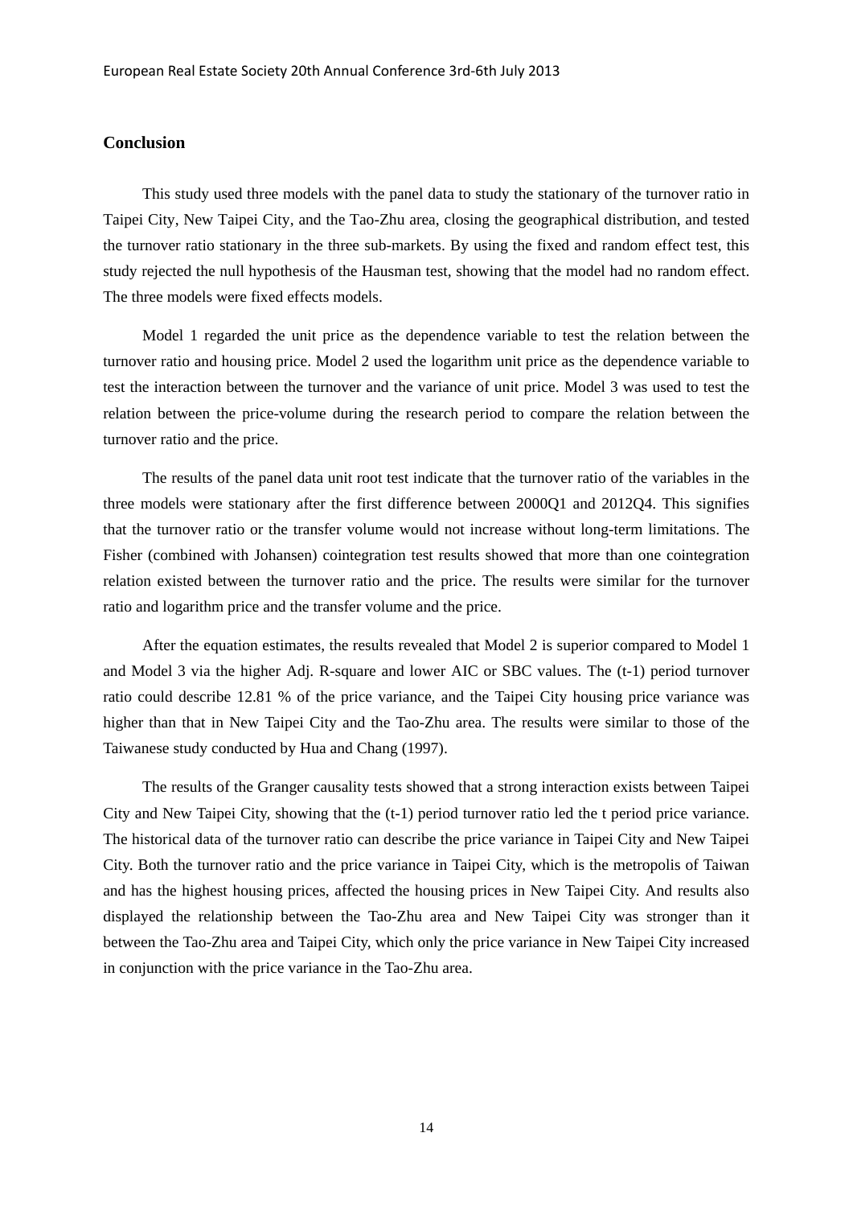## Conclusion

This study used three models with the panel data to study the stationary of the turnover ratio in Taipei City, New Taipei City, and the Tao-Zhu area, closing the geographical distribution, and tested the turnover ratio stationary in the three sub-markets. By using the fixed and random effect test, this study rejected the null hypothesis of the Hausman test, showing that the model had no random effect. The three models were fixed effects models.

Model 1 regarded the unit price as the dependence variable to test the relation between the turnover ratio and housing price. Model 2 used the logarithm unit price as the dependence variable to test the interaction between the turnover and the variance of unit price. Model 3 was used to test the relation between the price-volume during the research period to compare the relation between the turnover ratio and the price.

The results of the panel data unit root test indicate that the turnover ratio of the variables in the three models were stationary after the first difference between 2000Q1 and 2012Q4. This signifies that the turnover ratio or the transfer volume would not increase without long-term limitations. The Fisher (combined with Johansen) cointegration test results showed that more than one cointegration relation existed between the turnover ratio and the price. The results were similar for the turnover ratio and logarithm price and the transfer volume and the price.

After the equation estimates, the results revealed that Model 2 is superior compared to Model 1 and Model 3 via the higher Adj. R-square and lower AIC or SBC values. The (t-1) period turnover ratio could describe 12.81 % of the price variance, and the Taipei City housing price variance was higher than that in New Taipei City and the Tao-Zhu area. The results were similar to those of the Taiwanese study conducted by Hua and Chang (1997).

The results of the Granger causality tests showed that a strong interaction exists between Taipei City and New Taipei City, showing that the (t-1) period turnover ratio led the t period price variance. The historical data of the turnover ratio can describe the price variance in Taipei City and New Taipei City. Both the turnover ratio and the price variance in Taipei City, which is the metropolis of Taiwan and has the highest housing prices, affected the housing prices in New Taipei City. And results also displayed the relationship between the Tao-Zhu area and New Taipei City was stronger than it between the Tao-Zhu area and Taipei City, which only the price variance in New Taipei City increased in conjunction with the price variance in the Tao-Zhu area.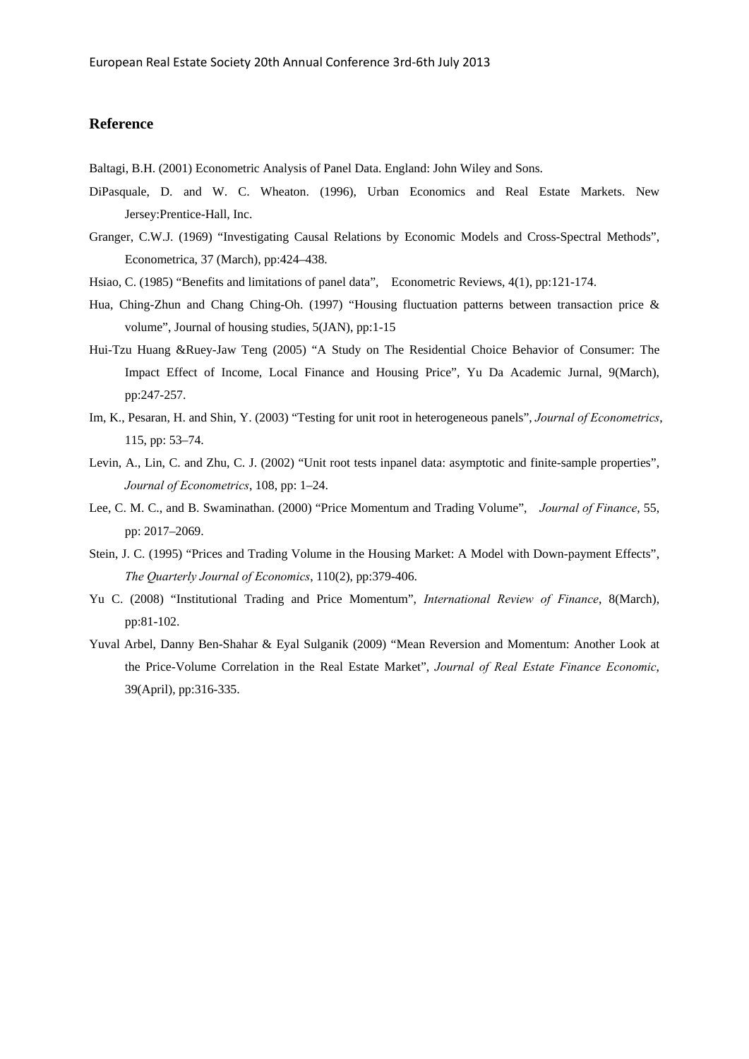## Reference

Baltagi, B.H. (2001) Econometric Analysis of Panel Data. England: John Wiley and Sons.

DiPasquale, D. and W. C. Wheaton. (1996), Urban Economics and Real Estate Markets. New Jersey:Prentice-Hall, Inc.

Granger, C.W.J. (1969) "Investigating Causal Relations by Economic Models and Cross-Spectral Methods", Econometrica, 37 (March), pp:424–438.

Hsiao, C. (1985) "Benefits and limitations of panel data", Econometric Reviews, 4(1), pp:121-174.

Hua, Ching-Zhun and Chang Ching-Oh. (1997) "Housing fluctuation patterns between transaction price & volume", Journal of housing studies, 5(JAN), pp:1-15

Hui-Tzu Huang &Ruey-Jaw Teng (2005) "A Study on The Residential Choice Behavior of Consumer: The Impact Effect of Income, Local Finance and Housing Price", Yu Da Academic Jurnal, 9(March), pp:247-257.

Im, K., Pesaran, H. and Shin, Y. (2003) "Testing for unit root in heterogeneous panels", *Journal of Econometrics*, 115, pp: 53–74.

Levin, A., Lin, C. and Zhu, C. J. (2002) "Unit root tests inpanel data: asymptotic and finite-sample properties", *Journal of Econometrics*, 108, pp: 1–24.

Lee, C. M. C., and B. Swaminathan. (2000) "Price Momentum and Trading Volume", *Journal of Finance*, 55, pp: 2017–2069.

Stein, J. C. (1995) "Prices and Trading Volume in the Housing Market: A Model with Down-payment Effects", *The Quarterly Journal of Economics*, 110(2), pp:379-406.

Yu C. (2008) "Institutional Trading and Price Momentum", *International Review of Finance*, 8(March), pp:81-102.

Yuval Arbel, Danny Ben-Shahar & Eyal Sulganik (2009) "Mean Reversion and Momentum: Another Look at the Price-Volume Correlation in the Real Estate Market", *Journal of Real Estate Finance Economic*, 39(April), pp:316-335.